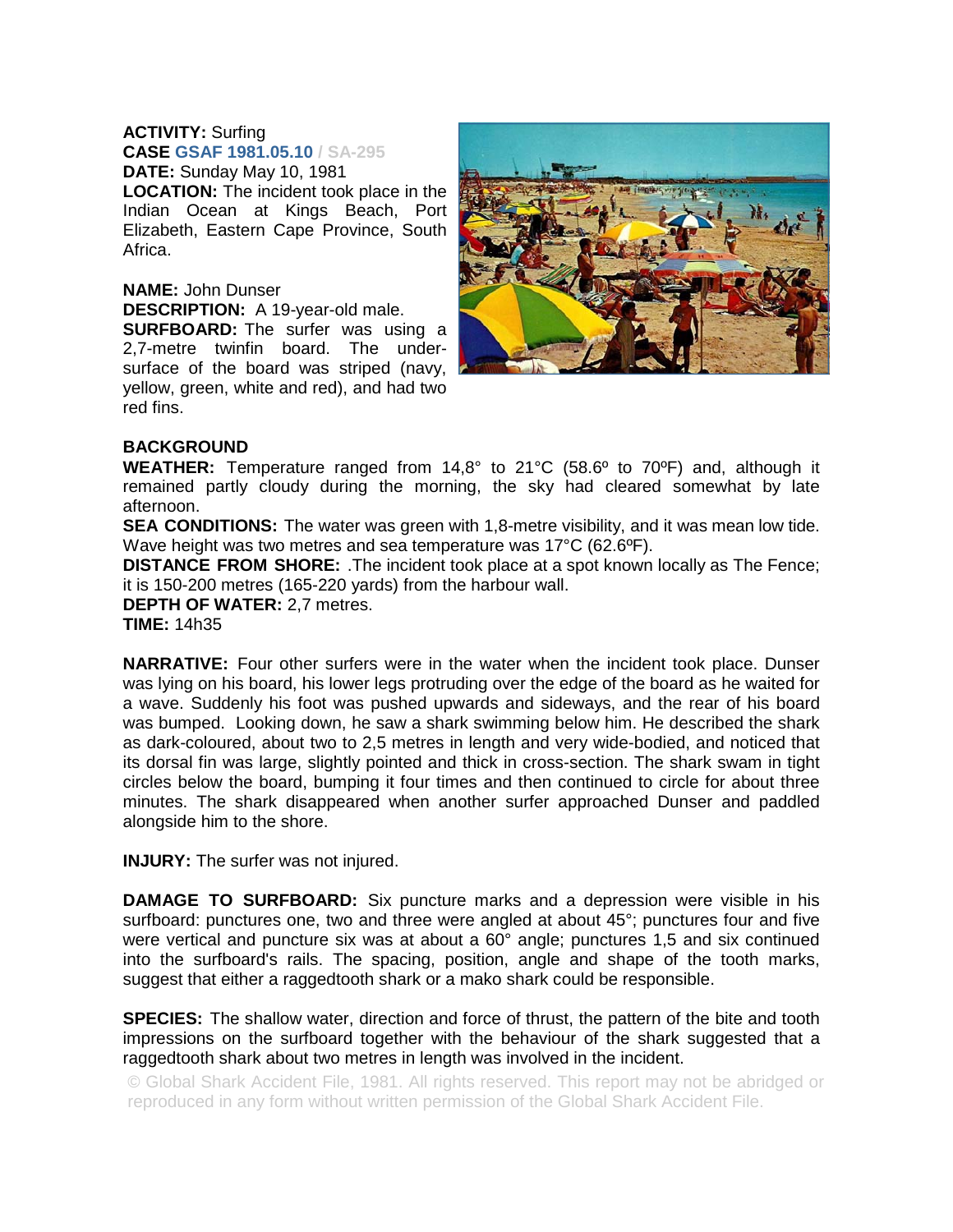**ACTIVITY:** Surfing

**CASE GSAF 1981.05.10 / SA-295**

**DATE:** Sunday May 10, 1981

**LOCATION:** The incident took place in the Indian Ocean at Kings Beach, Port Elizabeth, Eastern Cape Province, South Africa.

**NAME:** John Dunser

**DESCRIPTION:** A 19-year-old male.

**SURFBOARD:** The surfer was using a 2,7-metre twinfin board. The under-surface of the board was striped (navy, yellow, green, white and red), and had two red fins.

**BACKGROUND**

**WEATHER:** Temperature ranged from 14,8° to 21°C (58.6º to 70ºF) and, although it remained partly cloudy during the morning, the sky had cleared somewhat by late afternoon.

**SEA CONDITIONS:** The water was green with 1,8-metre visibility, and it was mean low tide. Wave height was two metres and sea temperature was 17°C (62.6ºF).

**DISTANCE FROM SHORE:** .The incident took place at a spot known locally as The Fence; it is 150-200 metres (165-220 yards) from the harbour wall.

**DEPTH OF WATER:** 2,7 metres.

**TIME:** 14h35

**NARRATIVE:** Four other surfers were in the water when the incident took place. Dunser was lying on his board, his lower legs protruding over the edge of the board as he waited for a wave. Suddenly his foot was pushed upwards and sideways, and the rear of his board was bumped. Looking down, he saw a shark swimming below him. He described the shark as dark-coloured, about two to 2,5 metres in length and very wide-bodied, and noticed that its dorsal fin was large, slightly pointed and thick in cross-section. The shark swam in tight circles below the board, bumping it four times and then continued to circle for about three minutes. The shark disappeared when another surfer approached Dunser and paddled alongside him to the shore.

**INJURY:** The surfer was not injured.

**DAMAGE TO SURFBOARD:** Six puncture marks and a depression were visible in his surfboard: punctures one, two and three were angled at about 45°; punctures four and five were vertical and puncture six was at about a 60° angle; punctures 1,5 and six continued into the surfboard's rails. The spacing, position, angle and shape of the tooth marks, suggest that either a raggedtooth shark or a mako shark could be responsible.

**SPECIES:** The shallow water, direction and force of thrust, the pattern of the bite and tooth impressions on the surfboard together with the behaviour of the shark suggested that a raggedtooth shark about two metres in length was involved in the incident.

© Global Shark Accident File, 1981. All rights reserved. This report may not be abridged or reproduced in any form without written permission of the Global Shark Accident File.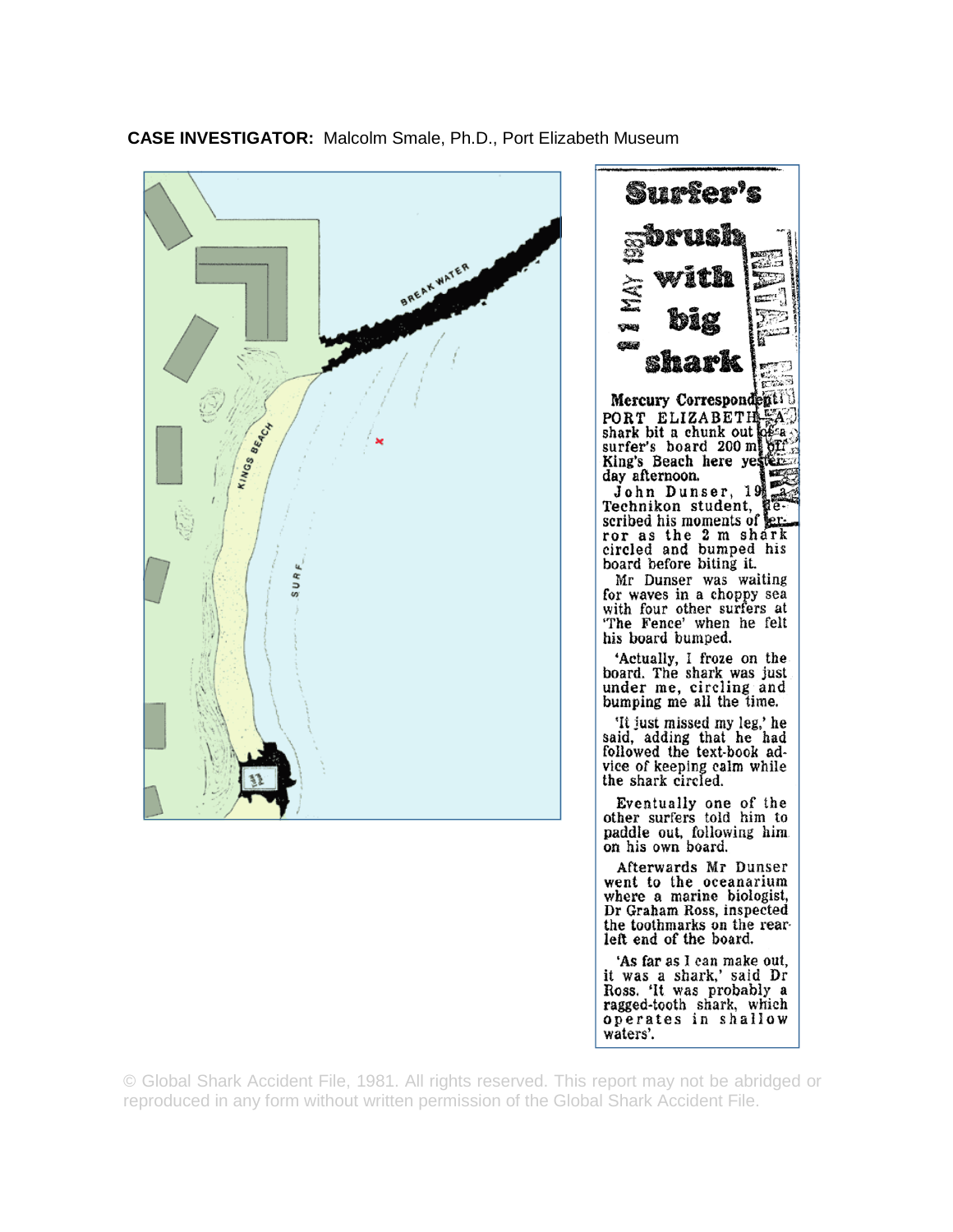**CASE INVESTIGATOR:** Malcolm Smale, Ph.D., Port Elizabeth Museum

# Surfer's brush with big shark

11 MAY 1981

NATAL MERCURY

**Mercury Correspondent**

PORT ELIZABETH — A shark bit a chunk out of a surfer's board 200 m off King's Beach here yesterday afternoon.

John Dunser, 19, a Technikon student, described his moments of terror as the 2 m shark circled and bumped his board before biting it.

Mr Dunser was waiting for waves in a choppy sea with four other surfers at 'The Fence' when he felt his board bumped.

'Actually, I froze on the board. The shark was just under me, circling and bumping me all the time.

'It just missed my leg,' he said, adding that he had followed the text-book advice of keeping calm while the shark circled.

Eventually one of the other surfers told him to paddle out, following him on his own board.

Afterwards Mr Dunser went to the oceanarium where a marine biologist, Dr Graham Ross, inspected the toothmarks on the rear left end of the board.

'As far as I can make out, it was a shark,' said Dr Ross. 'It was probably a ragged-tooth shark, which operates in shallow waters'.

© Global Shark Accident File, 1981. All rights reserved. This report may not be abridged or reproduced in any form without written permission of the Global Shark Accident File.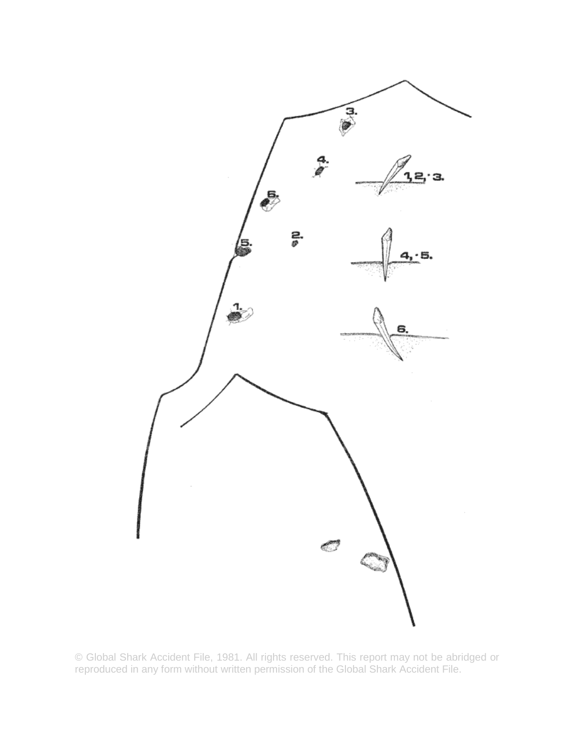1,2,·3.

4,·5.

6.

3.

4.

6.

2.

5.

1.

© Global Shark Accident File, 1981. All rights reserved. This report may not be abridged or reproduced in any form without written permission of the Global Shark Accident File.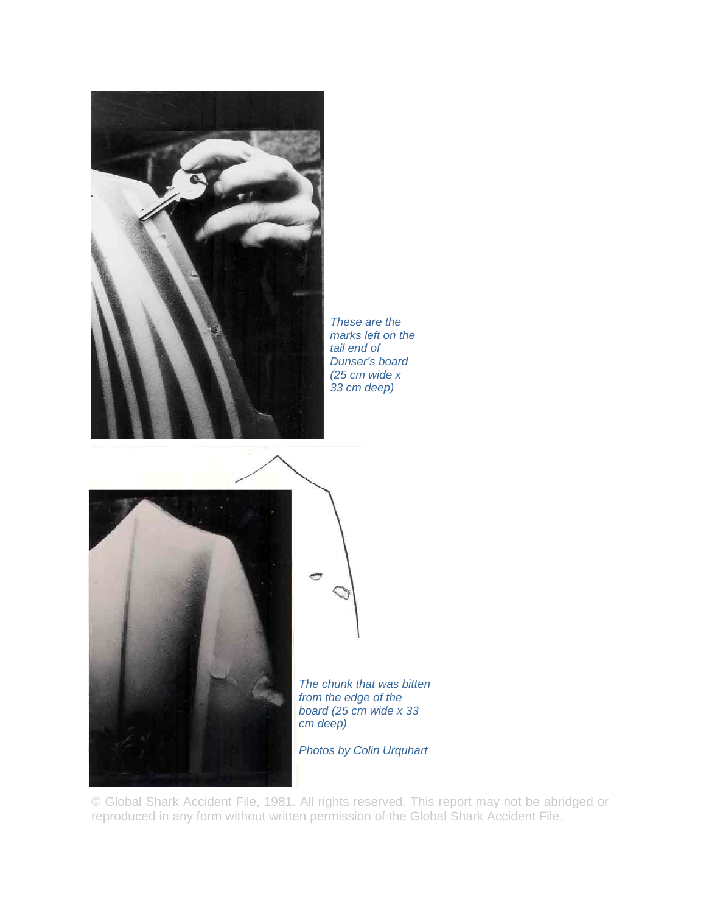*These are the marks left on the tail end of Dunser's board (25 cm wide x 33 cm deep)*

*The chunk that was bitten from the edge of the board (25 cm wide x 33 cm deep)*

*Photos by Colin Urquhart*

© Global Shark Accident File, 1981. All rights reserved. This report may not be abridged or reproduced in any form without written permission of the Global Shark Accident File.